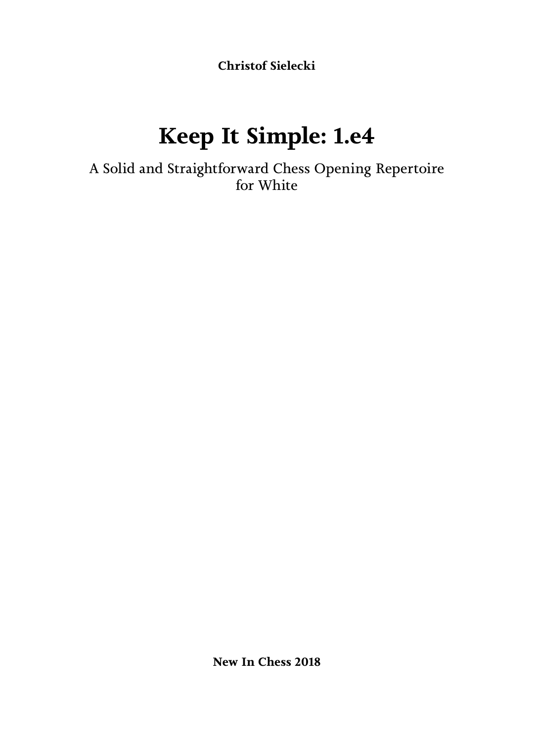**Christof Sielecki**

# Keep It Simple: 1.e4

A Solid and Straightforward Chess Opening Repertoire for White

**New In Chess 2018**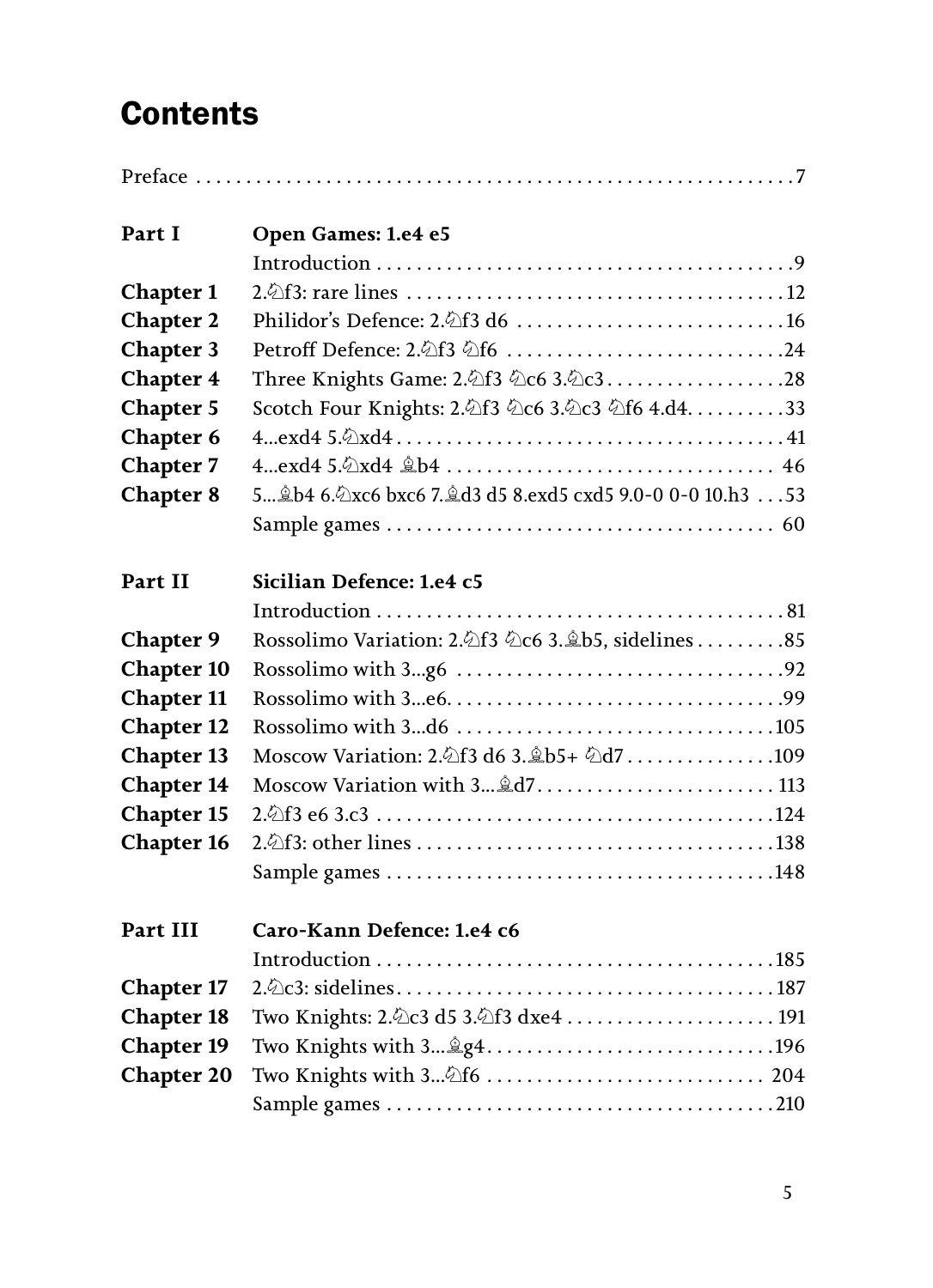# Contents

Preface . . . . . . . . . . 7

| | | |
|---|---|---|
| **Part I** | **Open Games: 1.e4 e5** | |
| | Introduction | 9 |
| **Chapter 1** | 2.♘f3: rare lines | 12 |
| **Chapter 2** | Philidor's Defence: 2.♘f3 d6 | 16 |
| **Chapter 3** | Petroff Defence: 2.♘f3 ♘f6 | 24 |
| **Chapter 4** | Three Knights Game: 2.♘f3 ♘c6 3.♘c3 | 28 |
| **Chapter 5** | Scotch Four Knights: 2.♘f3 ♘c6 3.♘c3 ♘f6 4.d4 | 33 |
| **Chapter 6** | 4...exd4 5.♘xd4 | 41 |
| **Chapter 7** | 4...exd4 5.♘xd4 ♗b4 | 46 |
| **Chapter 8** | 5...♗b4 6.♘xc6 bxc6 7.♗d3 d5 8.exd5 cxd5 9.0-0 0-0 10.h3 | 53 |
| | Sample games | 60 |
| **Part II** | **Sicilian Defence: 1.e4 c5** | |
| | Introduction | 81 |
| **Chapter 9** | Rossolimo Variation: 2.♘f3 ♘c6 3.♗b5, sidelines | 85 |
| **Chapter 10** | Rossolimo with 3...g6 | 92 |
| **Chapter 11** | Rossolimo with 3...e6 | 99 |
| **Chapter 12** | Rossolimo with 3...d6 | 105 |
| **Chapter 13** | Moscow Variation: 2.♘f3 d6 3.♗b5+ ♘d7 | 109 |
| **Chapter 14** | Moscow Variation with 3...♗d7 | 113 |
| **Chapter 15** | 2.♘f3 e6 3.c3 | 124 |
| **Chapter 16** | 2.♘f3: other lines | 138 |
| | Sample games | 148 |
| **Part III** | **Caro-Kann Defence: 1.e4 c6** | |
| | Introduction | 185 |
| **Chapter 17** | 2.♘c3: sidelines | 187 |
| **Chapter 18** | Two Knights: 2.♘c3 d5 3.♘f3 dxe4 | 191 |
| **Chapter 19** | Two Knights with 3...♗g4 | 196 |
| **Chapter 20** | Two Knights with 3...♘f6 | 204 |
| | Sample games | 210 |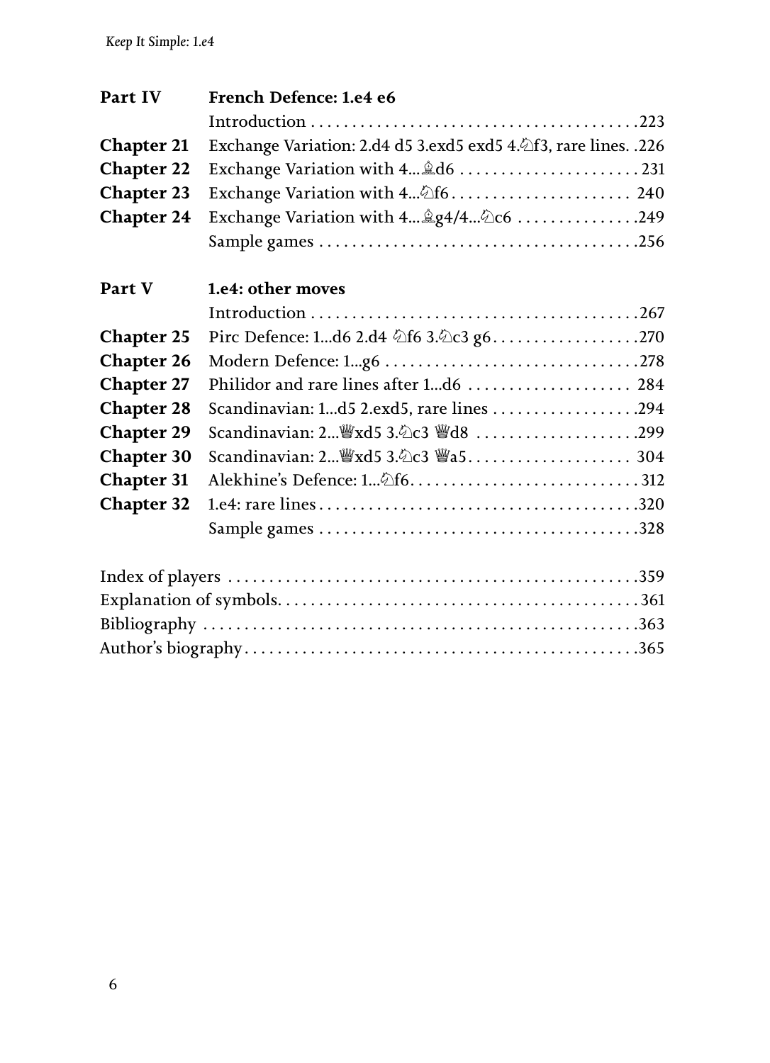| Part IV | French Defence: 1.e4 e6 | |
|---|---|---|
| | Introduction | 223 |
| Chapter 21 | Exchange Variation: 2.d4 d5 3.exd5 exd5 4.♘f3, rare lines | 226 |
| Chapter 22 | Exchange Variation with 4...♗d6 | 231 |
| Chapter 23 | Exchange Variation with 4...♘f6 | 240 |
| Chapter 24 | Exchange Variation with 4...♗g4/4...♘c6 | 249 |
| | Sample games | 256 |

| Part V | 1.e4: other moves | |
|---|---|---|
| | Introduction | 267 |
| Chapter 25 | Pirc Defence: 1...d6 2.d4 ♘f6 3.♘c3 g6 | 270 |
| Chapter 26 | Modern Defence: 1...g6 | 278 |
| Chapter 27 | Philidor and rare lines after 1...d6 | 284 |
| Chapter 28 | Scandinavian: 1...d5 2.exd5, rare lines | 294 |
| Chapter 29 | Scandinavian: 2...♕xd5 3.♘c3 ♕d8 | 299 |
| Chapter 30 | Scandinavian: 2...♕xd5 3.♘c3 ♕a5 | 304 |
| Chapter 31 | Alekhine's Defence: 1...♘f6 | 312 |
| Chapter 32 | 1.e4: rare lines | 320 |
| | Sample games | 328 |

| | |
|---|---|
| Index of players | 359 |
| Explanation of symbols | 361 |
| Bibliography | 363 |
| Author's biography | 365 |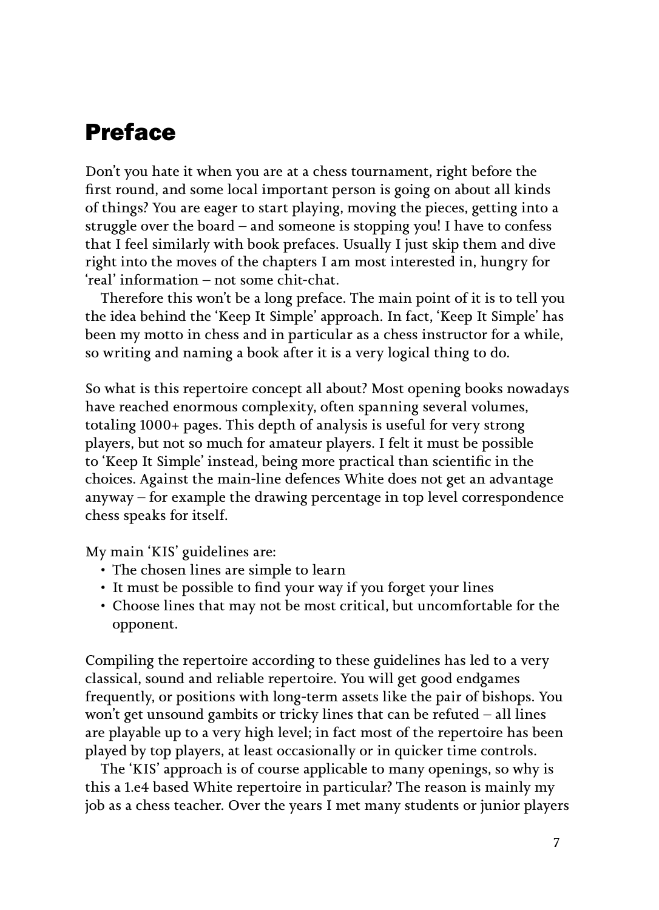# Preface

Don't you hate it when you are at a chess tournament, right before the first round, and some local important person is going on about all kinds of things? You are eager to start playing, moving the pieces, getting into a struggle over the board – and someone is stopping you! I have to confess that I feel similarly with book prefaces. Usually I just skip them and dive right into the moves of the chapters I am most interested in, hungry for 'real' information – not some chit-chat.

Therefore this won't be a long preface. The main point of it is to tell you the idea behind the 'Keep It Simple' approach. In fact, 'Keep It Simple' has been my motto in chess and in particular as a chess instructor for a while, so writing and naming a book after it is a very logical thing to do.

So what is this repertoire concept all about? Most opening books nowadays have reached enormous complexity, often spanning several volumes, totaling 1000+ pages. This depth of analysis is useful for very strong players, but not so much for amateur players. I felt it must be possible to 'Keep It Simple' instead, being more practical than scientific in the choices. Against the main-line defences White does not get an advantage anyway – for example the drawing percentage in top level correspondence chess speaks for itself.

My main 'KIS' guidelines are:

- The chosen lines are simple to learn
- It must be possible to find your way if you forget your lines
- Choose lines that may not be most critical, but uncomfortable for the opponent.

Compiling the repertoire according to these guidelines has led to a very classical, sound and reliable repertoire. You will get good endgames frequently, or positions with long-term assets like the pair of bishops. You won't get unsound gambits or tricky lines that can be refuted – all lines are playable up to a very high level; in fact most of the repertoire has been played by top players, at least occasionally or in quicker time controls.

The 'KIS' approach is of course applicable to many openings, so why is this a 1.e4 based White repertoire in particular? The reason is mainly my job as a chess teacher. Over the years I met many students or junior players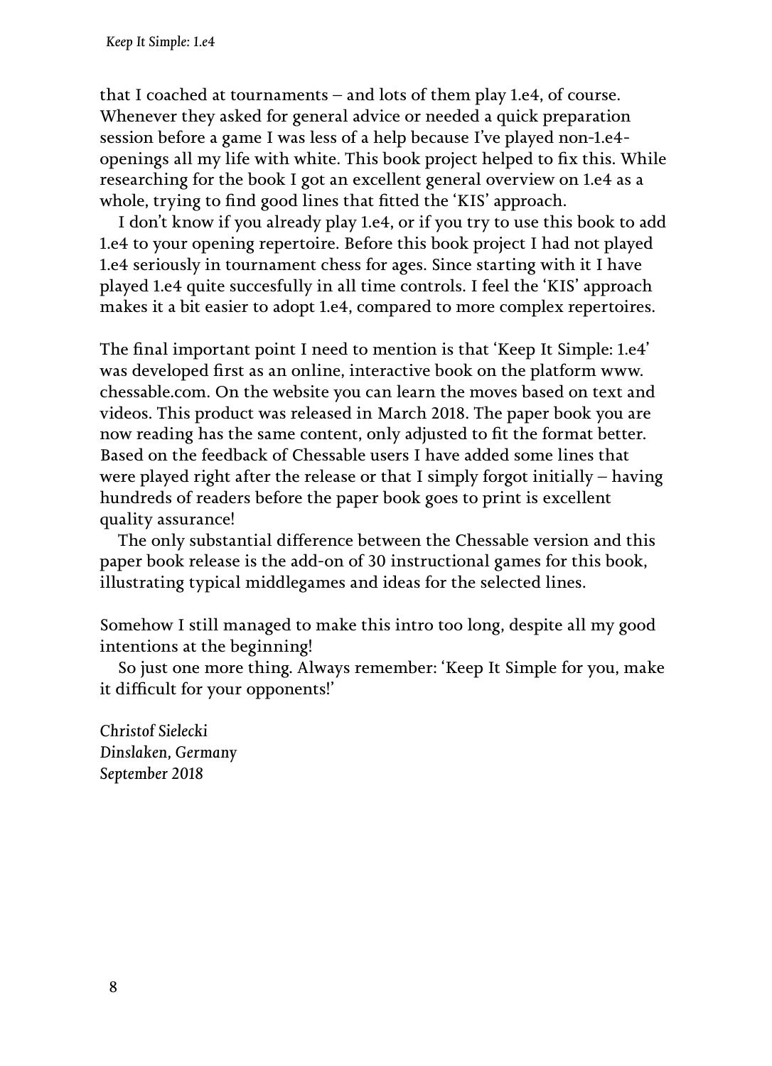that I coached at tournaments – and lots of them play 1.e4, of course. Whenever they asked for general advice or needed a quick preparation session before a game I was less of a help because I've played non-1.e4-openings all my life with white. This book project helped to fix this. While researching for the book I got an excellent general overview on 1.e4 as a whole, trying to find good lines that fitted the 'KIS' approach.

I don't know if you already play 1.e4, or if you try to use this book to add 1.e4 to your opening repertoire. Before this book project I had not played 1.e4 seriously in tournament chess for ages. Since starting with it I have played 1.e4 quite succesfully in all time controls. I feel the 'KIS' approach makes it a bit easier to adopt 1.e4, compared to more complex repertoires.

The final important point I need to mention is that 'Keep It Simple: 1.e4' was developed first as an online, interactive book on the platform www.chessable.com. On the website you can learn the moves based on text and videos. This product was released in March 2018. The paper book you are now reading has the same content, only adjusted to fit the format better. Based on the feedback of Chessable users I have added some lines that were played right after the release or that I simply forgot initially – having hundreds of readers before the paper book goes to print is excellent quality assurance!

The only substantial difference between the Chessable version and this paper book release is the add-on of 30 instructional games for this book, illustrating typical middlegames and ideas for the selected lines.

Somehow I still managed to make this intro too long, despite all my good intentions at the beginning!

So just one more thing. Always remember: 'Keep It Simple for you, make it difficult for your opponents!'

*Christof Sielecki*
*Dinslaken, Germany*
*September 2018*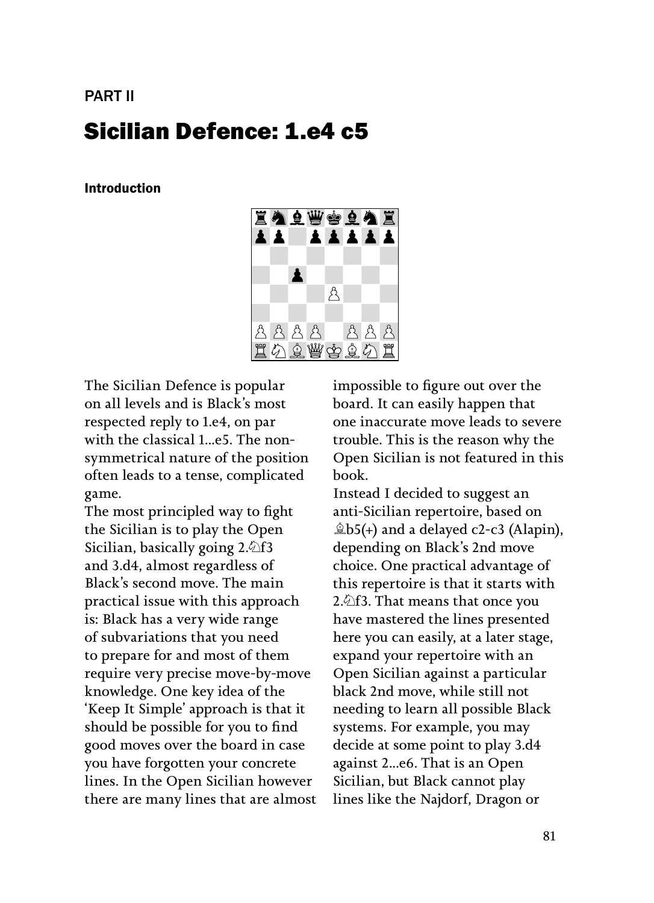PART II

# Sicilian Defence: 1.e4 c5

### Introduction

The Sicilian Defence is popular on all levels and is Black's most respected reply to 1.e4, on par with the classical 1...e5. The non-symmetrical nature of the position often leads to a tense, complicated game.

The most principled way to fight the Sicilian is to play the Open Sicilian, basically going 2.♘f3 and 3.d4, almost regardless of Black's second move. The main practical issue with this approach is: Black has a very wide range of subvariations that you need to prepare for and most of them require very precise move-by-move knowledge. One key idea of the 'Keep It Simple' approach is that it should be possible for you to find good moves over the board in case you have forgotten your concrete lines. In the Open Sicilian however there are many lines that are almost impossible to figure out over the board. It can easily happen that one inaccurate move leads to severe trouble. This is the reason why the Open Sicilian is not featured in this book.

Instead I decided to suggest an anti-Sicilian repertoire, based on ♗b5(+) and a delayed c2-c3 (Alapin), depending on Black's 2nd move choice. One practical advantage of this repertoire is that it starts with 2.♘f3. That means that once you have mastered the lines presented here you can easily, at a later stage, expand your repertoire with an Open Sicilian against a particular black 2nd move, while still not needing to learn all possible Black systems. For example, you may decide at some point to play 3.d4 against 2...e6. That is an Open Sicilian, but Black cannot play lines like the Najdorf, Dragon or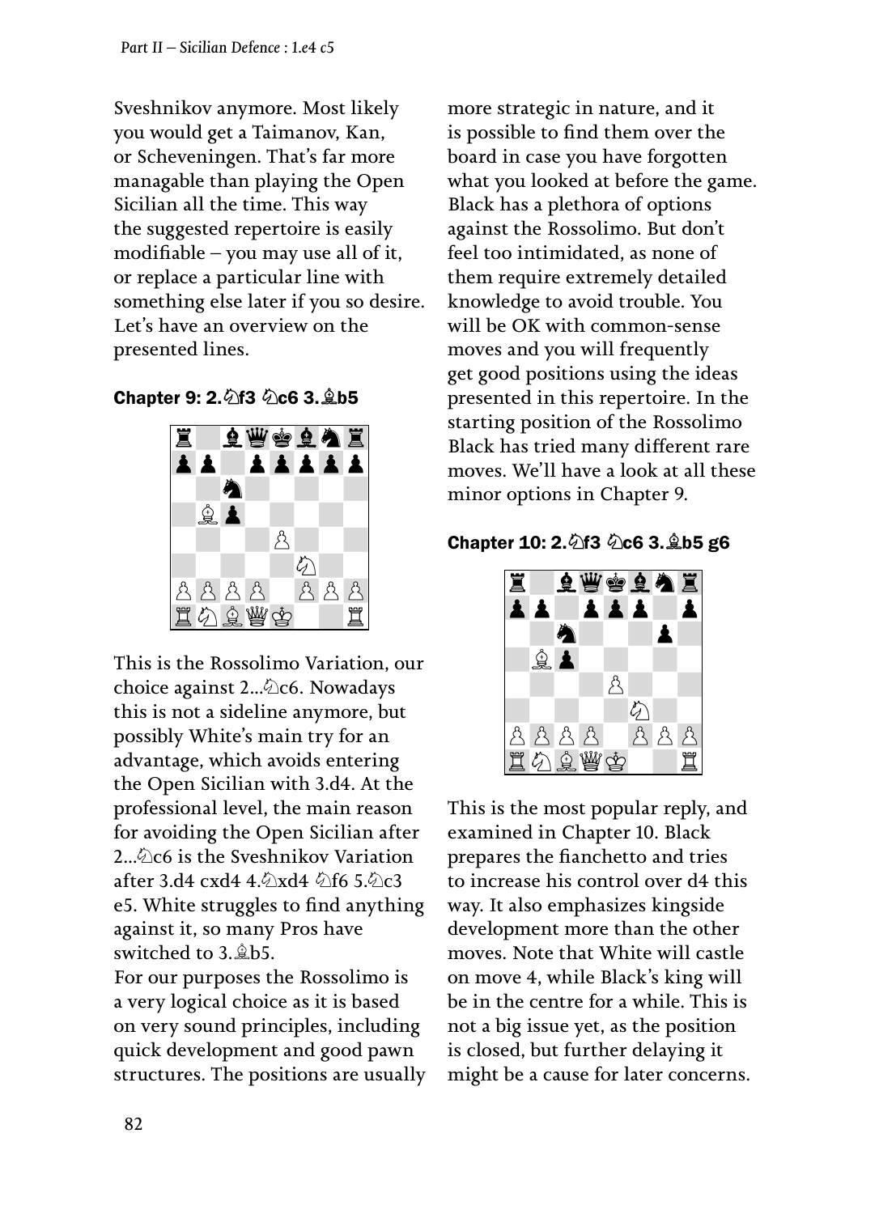Sveshnikov anymore. Most likely you would get a Taimanov, Kan, or Scheveningen. That's far more managable than playing the Open Sicilian all the time. This way the suggested repertoire is easily modifiable – you may use all of it, or replace a particular line with something else later if you so desire. Let's have an overview on the presented lines.

### Chapter 9: 2.♘f3 ♘c6 3.♗b5

This is the Rossolimo Variation, our choice against 2...♘c6. Nowadays this is not a sideline anymore, but possibly White's main try for an advantage, which avoids entering the Open Sicilian with 3.d4. At the professional level, the main reason for avoiding the Open Sicilian after 2...♘c6 is the Sveshnikov Variation after 3.d4 cxd4 4.♘xd4 ♘f6 5.♘c3 e5. White struggles to find anything against it, so many Pros have switched to 3.♗b5.

For our purposes the Rossolimo is a very logical choice as it is based on very sound principles, including quick development and good pawn structures. The positions are usually more strategic in nature, and it is possible to find them over the board in case you have forgotten what you looked at before the game. Black has a plethora of options against the Rossolimo. But don't feel too intimidated, as none of them require extremely detailed knowledge to avoid trouble. You will be OK with common-sense moves and you will frequently get good positions using the ideas presented in this repertoire. In the starting position of the Rossolimo Black has tried many different rare moves. We'll have a look at all these minor options in Chapter 9.

### Chapter 10: 2.♘f3 ♘c6 3.♗b5 g6

This is the most popular reply, and examined in Chapter 10. Black prepares the fianchetto and tries to increase his control over d4 this way. It also emphasizes kingside development more than the other moves. Note that White will castle on move 4, while Black's king will be in the centre for a while. This is not a big issue yet, as the position is closed, but further delaying it might be a cause for later concerns.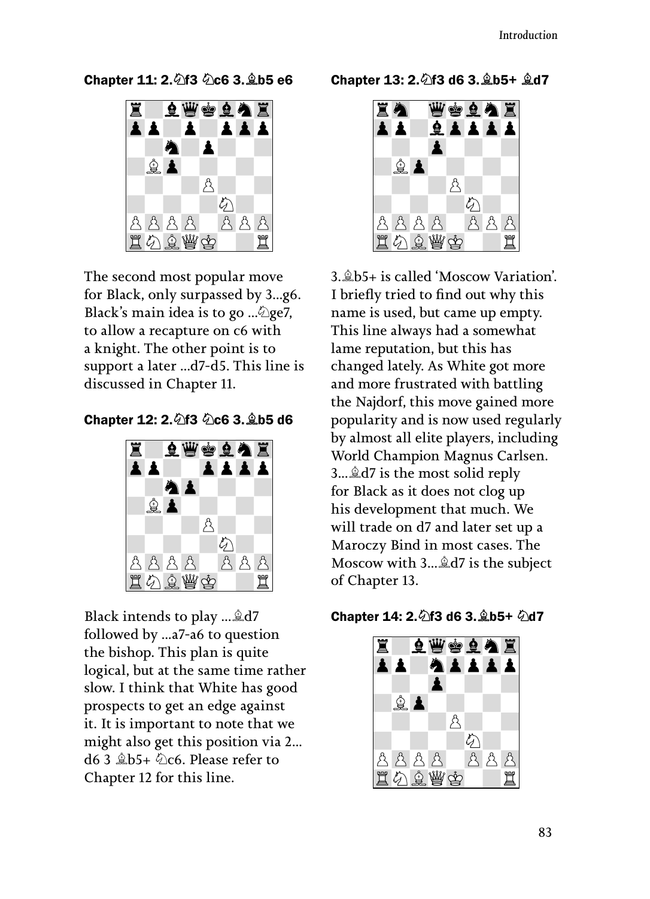### Chapter 11: 2.♘f3 ♘c6 3.♗b5 e6

The second most popular move for Black, only surpassed by 3...g6. Black's main idea is to go ...♘ge7, to allow a recapture on c6 with a knight. The other point is to support a later ...d7-d5. This line is discussed in Chapter 11.

### Chapter 12: 2.♘f3 ♘c6 3.♗b5 d6

Black intends to play ...♗d7 followed by ...a7-a6 to question the bishop. This plan is quite logical, but at the same time rather slow. I think that White has good prospects to get an edge against it. It is important to note that we might also get this position via 2... d6 3 ♗b5+ ♘c6. Please refer to Chapter 12 for this line.

### Chapter 13: 2.♘f3 d6 3.♗b5+ ♗d7

3.♗b5+ is called 'Moscow Variation'. I briefly tried to find out why this name is used, but came up empty. This line always had a somewhat lame reputation, but this has changed lately. As White got more and more frustrated with battling the Najdorf, this move gained more popularity and is now used regularly by almost all elite players, including World Champion Magnus Carlsen. 3...♗d7 is the most solid reply for Black as it does not clog up his development that much. We will trade on d7 and later set up a Maroczy Bind in most cases. The Moscow with 3...♗d7 is the subject of Chapter 13.

### Chapter 14: 2.♘f3 d6 3.♗b5+ ♘d7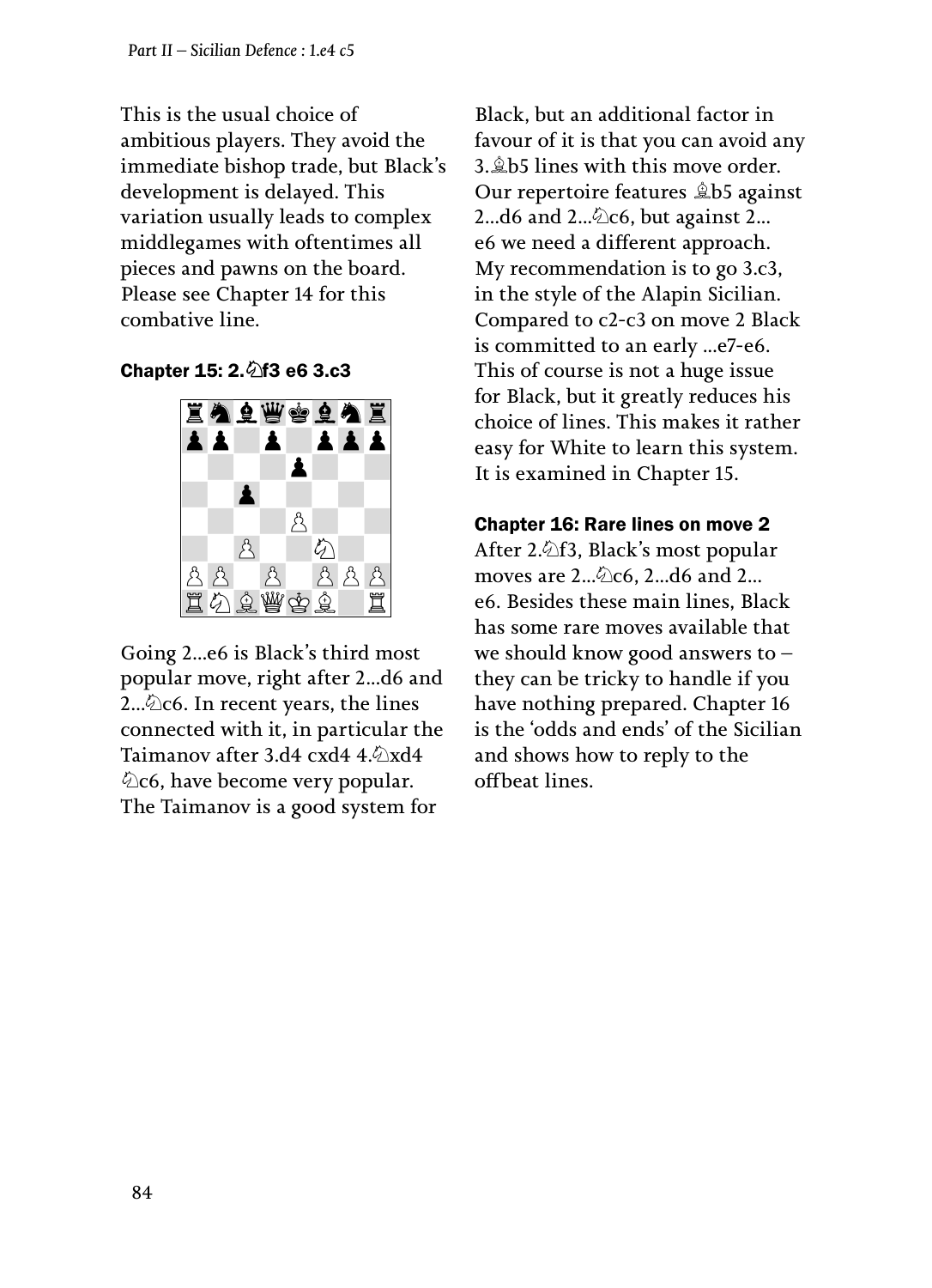This is the usual choice of ambitious players. They avoid the immediate bishop trade, but Black's development is delayed. This variation usually leads to complex middlegames with oftentimes all pieces and pawns on the board. Please see Chapter 14 for this combative line.

### Chapter 15: 2.♘f3 e6 3.c3

Going 2...e6 is Black's third most popular move, right after 2...d6 and 2...♘c6. In recent years, the lines connected with it, in particular the Taimanov after 3.d4 cxd4 4.♘xd4 ♘c6, have become very popular. The Taimanov is a good system for Black, but an additional factor in favour of it is that you can avoid any 3.♗b5 lines with this move order. Our repertoire features ♗b5 against 2...d6 and 2...♘c6, but against 2...e6 we need a different approach. My recommendation is to go 3.c3, in the style of the Alapin Sicilian. Compared to c2-c3 on move 2 Black is committed to an early ...e7-e6. This of course is not a huge issue for Black, but it greatly reduces his choice of lines. This makes it rather easy for White to learn this system. It is examined in Chapter 15.

### Chapter 16: Rare lines on move 2

After 2.♘f3, Black's most popular moves are 2...♘c6, 2...d6 and 2...e6. Besides these main lines, Black has some rare moves available that we should know good answers to – they can be tricky to handle if you have nothing prepared. Chapter 16 is the 'odds and ends' of the Sicilian and shows how to reply to the offbeat lines.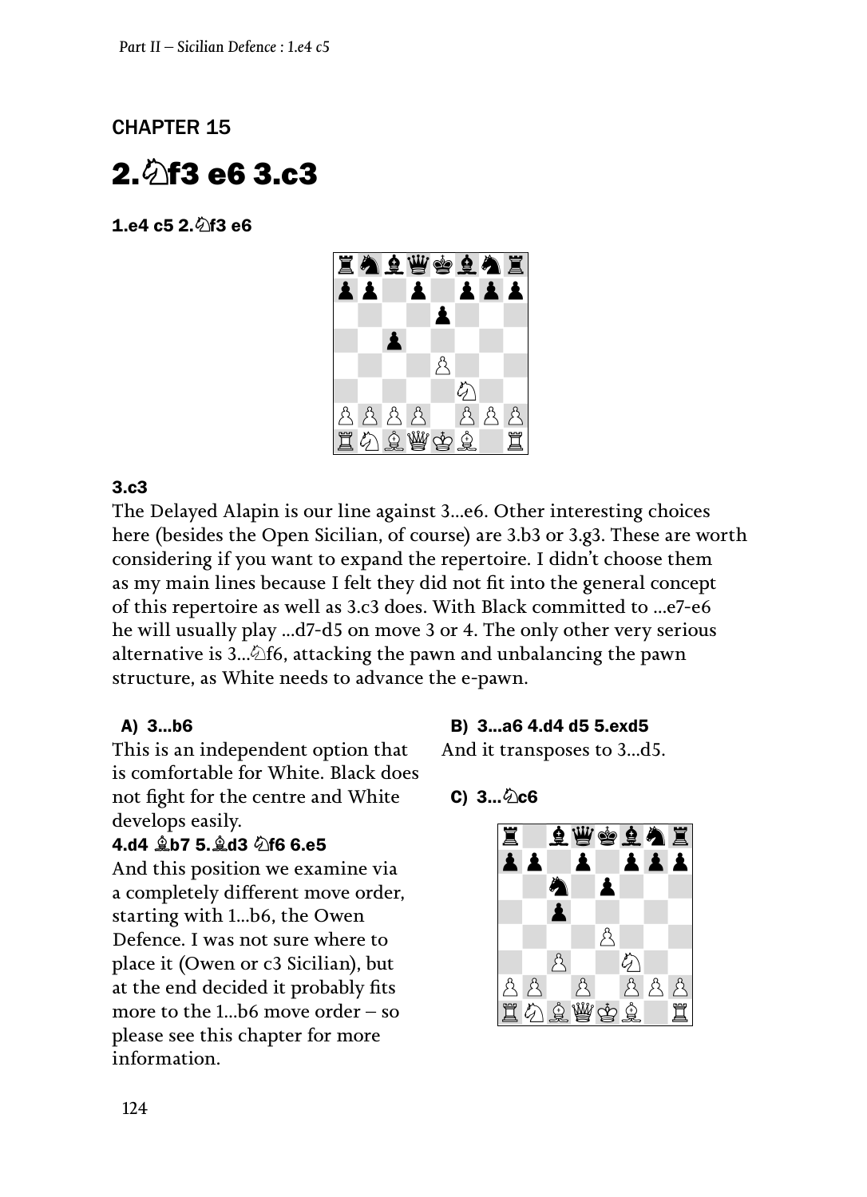# CHAPTER 15

# 2.♘f3 e6 3.c3

**1.e4 c5 2.♘f3 e6**

**3.c3**

The Delayed Alapin is our line against 3...e6. Other interesting choices here (besides the Open Sicilian, of course) are 3.b3 or 3.g3. These are worth considering if you want to expand the repertoire. I didn't choose them as my main lines because I felt they did not fit into the general concept of this repertoire as well as 3.c3 does. With Black committed to ...e7-e6 he will usually play ...d7-d5 on move 3 or 4. The only other very serious alternative is 3...♘f6, attacking the pawn and unbalancing the pawn structure, as White needs to advance the e-pawn.

### A) 3...b6

This is an independent option that is comfortable for White. Black does not fight for the centre and White develops easily.

**4.d4 ♗b7 5.♗d3 ♘f6 6.e5**

And this position we examine via a completely different move order, starting with 1...b6, the Owen Defence. I was not sure where to place it (Owen or c3 Sicilian), but at the end decided it probably fits more to the 1...b6 move order – so please see this chapter for more information.

### B) 3...a6 4.d4 d5 5.exd5

And it transposes to 3...d5.

### C) 3...♘c6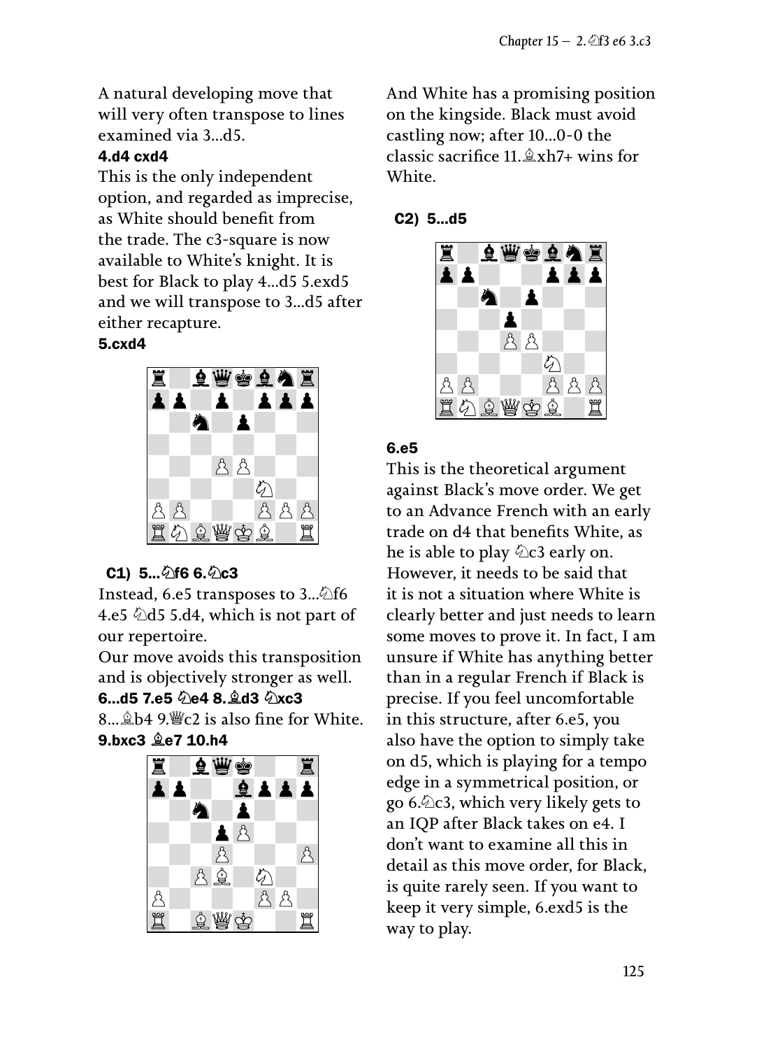A natural developing move that will very often transpose to lines examined via 3...d5.

**4.d4 cxd4**

This is the only independent option, and regarded as imprecise, as White should benefit from the trade. The c3-square is now available to White's knight. It is best for Black to play 4...d5 5.exd5 and we will transpose to 3...d5 after either recapture.

**5.cxd4**

### C1) 5...♘f6 6.♘c3

Instead, 6.e5 transposes to 3...♘f6 4.e5 ♘d5 5.d4, which is not part of our repertoire.

Our move avoids this transposition and is objectively stronger as well.

**6...d5 7.e5 ♘e4 8.♗d3 ♘xc3**

8...♗b4 9.♕c2 is also fine for White.

**9.bxc3 ♗e7 10.h4**

And White has a promising position on the kingside. Black must avoid castling now; after 10...0-0 the classic sacrifice 11.♗xh7+ wins for White.

### C2) 5...d5

**6.e5**

This is the theoretical argument against Black's move order. We get to an Advance French with an early trade on d4 that benefits White, as he is able to play ♘c3 early on. However, it needs to be said that it is not a situation where White is clearly better and just needs to learn some moves to prove it. In fact, I am unsure if White has anything better than in a regular French if Black is precise. If you feel uncomfortable in this structure, after 6.e5, you also have the option to simply take on d5, which is playing for a tempo edge in a symmetrical position, or go 6.♘c3, which very likely gets to an IQP after Black takes on e4. I don't want to examine all this in detail as this move order, for Black, is quite rarely seen. If you want to keep it very simple, 6.exd5 is the way to play.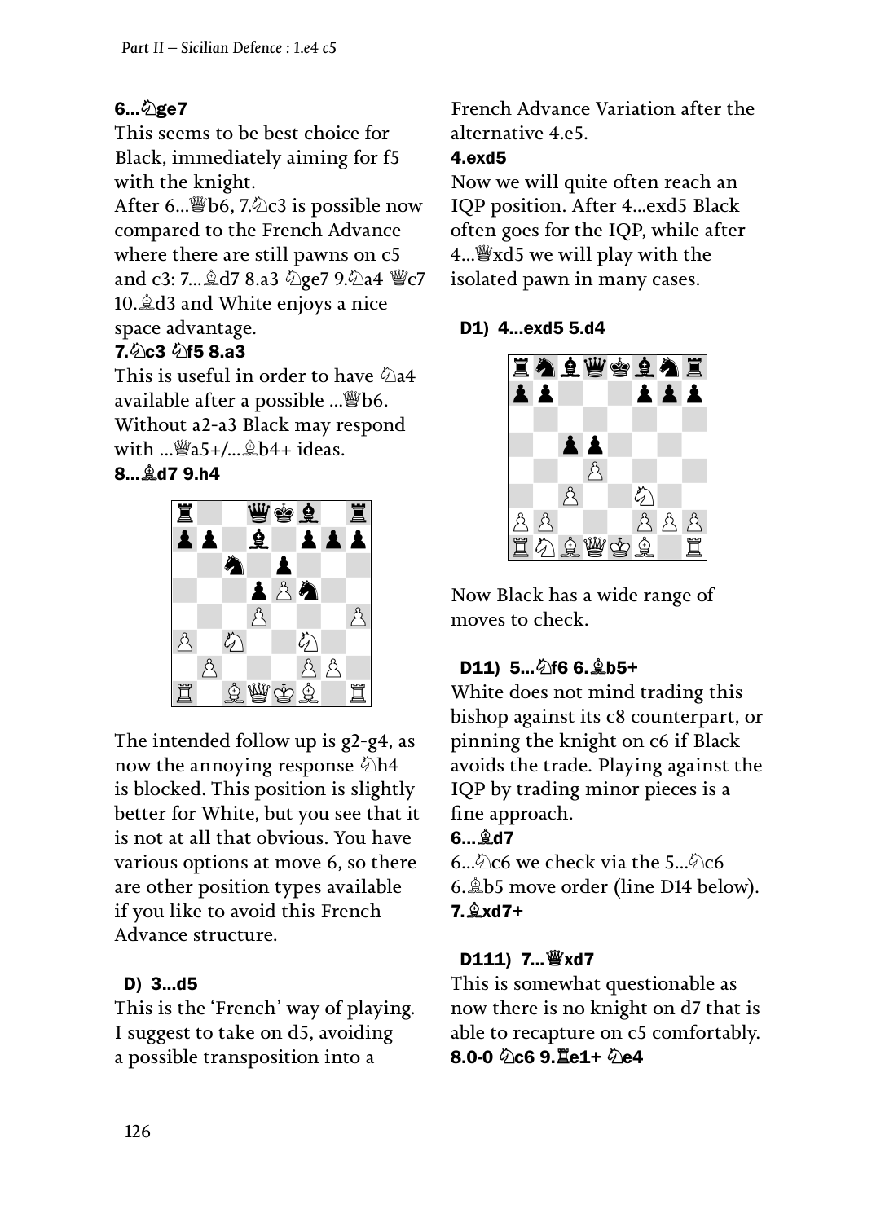**6...♘ge7**

This seems to be best choice for Black, immediately aiming for f5 with the knight.

After 6...♕b6, 7.♘c3 is possible now compared to the French Advance where there are still pawns on c5 and c3: 7...♗d7 8.a3 ♘ge7 9.♘a4 ♕c7 10.♗d3 and White enjoys a nice space advantage.

**7.♘c3 ♘f5 8.a3**

This is useful in order to have ♘a4 available after a possible ...♕b6. Without a2-a3 Black may respond with ...♕a5+/...♗b4+ ideas.

**8...♗d7 9.h4**

The intended follow up is g2-g4, as now the annoying response ♘h4 is blocked. This position is slightly better for White, but you see that it is not at all that obvious. You have various options at move 6, so there are other position types available if you like to avoid this French Advance structure.

## D) 3...d5

This is the 'French' way of playing. I suggest to take on d5, avoiding a possible transposition into a French Advance Variation after the alternative 4.e5.

**4.exd5**

Now we will quite often reach an IQP position. After 4...exd5 Black often goes for the IQP, while after 4...♕xd5 we will play with the isolated pawn in many cases.

### D1) 4...exd5 5.d4

Now Black has a wide range of moves to check.

### D11) 5...♘f6 6.♗b5+

White does not mind trading this bishop against its c8 counterpart, or pinning the knight on c6 if Black avoids the trade. Playing against the IQP by trading minor pieces is a fine approach.

**6...♗d7**

6...♘c6 we check via the 5...♘c6 6.♗b5 move order (line D14 below).

**7.♗xd7+**

### D111) 7...♕xd7

This is somewhat questionable as now there is no knight on d7 that is able to recapture on c5 comfortably.

**8.0-0 ♘c6 9.♖e1+ ♘e4**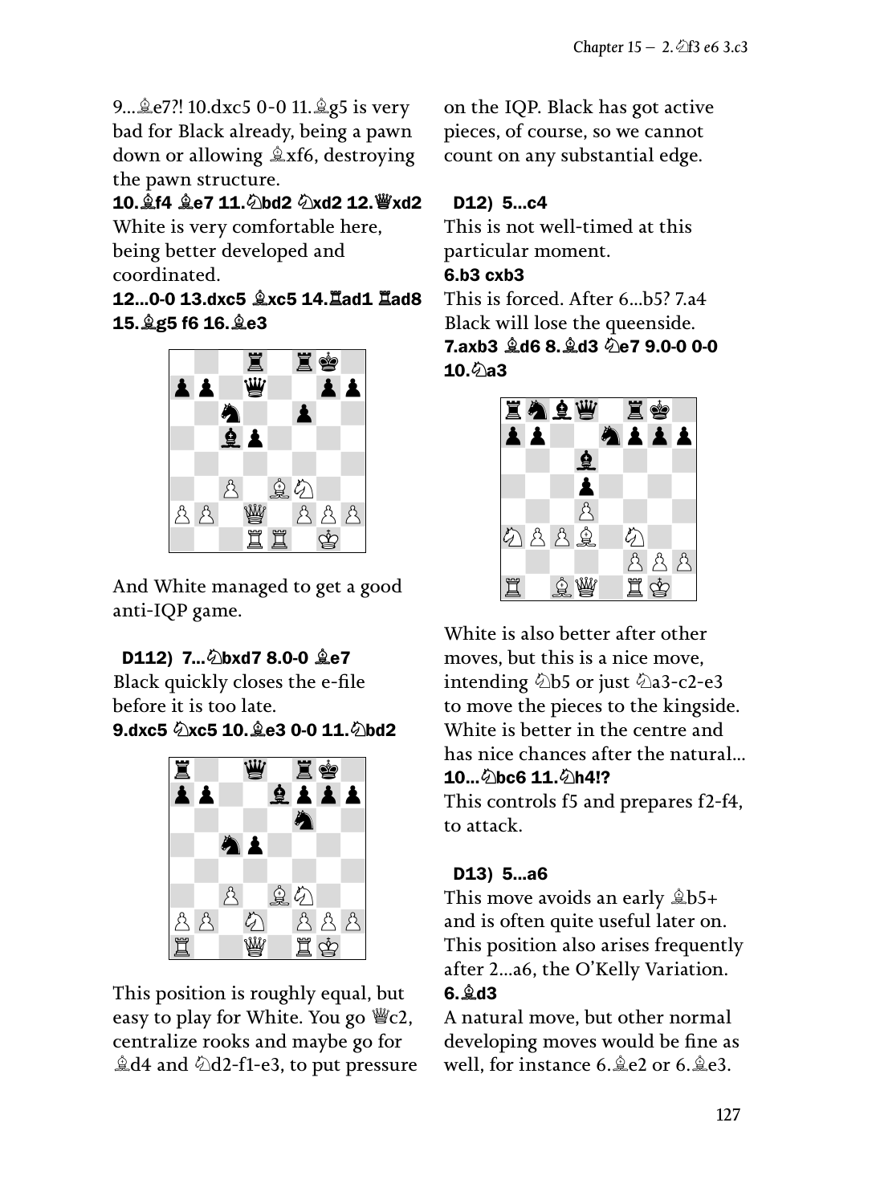9...♗e7?! 10.dxc5 0-0 11.♗g5 is very bad for Black already, being a pawn down or allowing ♗xf6, destroying the pawn structure.

**10.♗f4 ♗e7 11.♘bd2 ♘xd2 12.♕xd2**

White is very comfortable here, being better developed and coordinated.

**12...0-0 13.dxc5 ♗xc5 14.♖ad1 ♖ad8 15.♗g5 f6 16.♗e3**

And White managed to get a good anti-IQP game.

### D112) 7...♘bxd7 8.0-0 ♗e7

Black quickly closes the e-file before it is too late.

**9.dxc5 ♘xc5 10.♗e3 0-0 11.♘bd2**

This position is roughly equal, but easy to play for White. You go ♕c2, centralize rooks and maybe go for ♗d4 and ♘d2-f1-e3, to put pressure on the IQP. Black has got active pieces, of course, so we cannot count on any substantial edge.

### D12) 5...c4

This is not well-timed at this particular moment.

**6.b3 cxb3**

This is forced. After 6...b5? 7.a4 Black will lose the queenside.

**7.axb3 ♗d6 8.♗d3 ♘e7 9.0-0 0-0 10.♘a3**

White is also better after other moves, but this is a nice move, intending ♘b5 or just ♘a3-c2-e3 to move the pieces to the kingside. White is better in the centre and has nice chances after the natural...

**10...♘bc6 11.♘h4!?**

This controls f5 and prepares f2-f4, to attack.

### D13) 5...a6

This move avoids an early ♗b5+ and is often quite useful later on. This position also arises frequently after 2...a6, the O'Kelly Variation.

**6.♗d3**

A natural move, but other normal developing moves would be fine as well, for instance 6.♗e2 or 6.♗e3.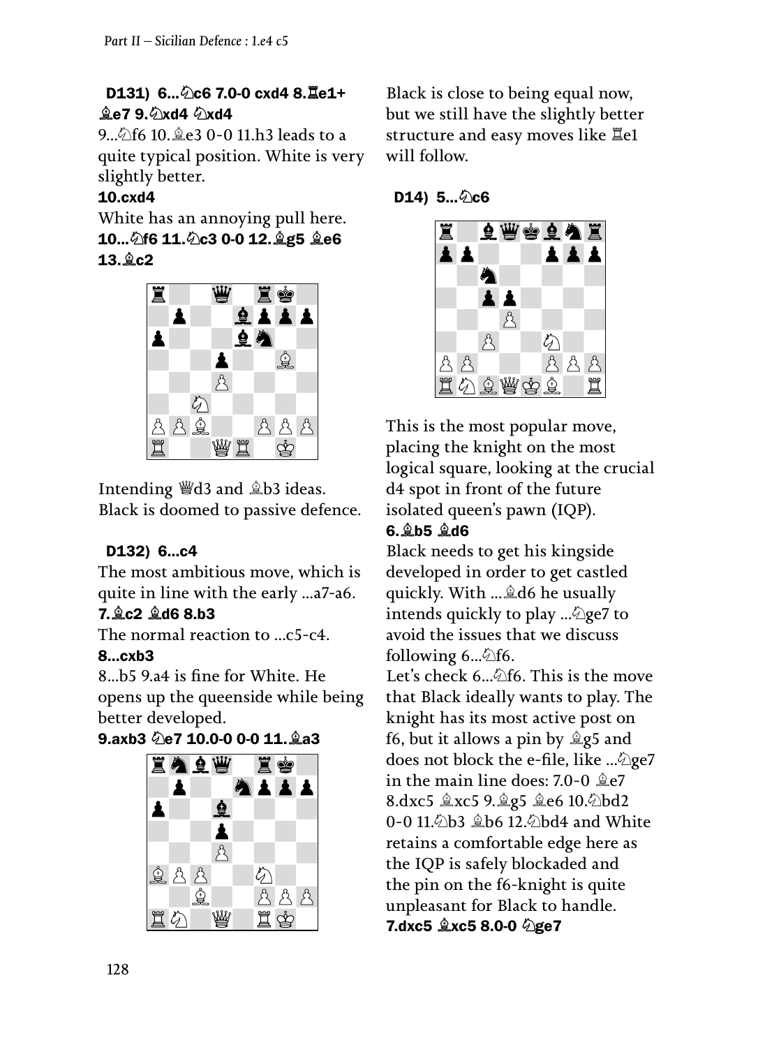### D131) 6...♘c6 7.0-0 cxd4 8.♖e1+ ♗e7 9.♘xd4 ♘xd4

9...♘f6 10.♗e3 0-0 11.h3 leads to a quite typical position. White is very slightly better.

**10.cxd4**

White has an annoying pull here.

**10...♘f6 11.♘c3 0-0 12.♗g5 ♗e6 13.♗c2**

Intending ♕d3 and ♗b3 ideas. Black is doomed to passive defence.

### D132) 6...c4

The most ambitious move, which is quite in line with the early ...a7-a6.

**7.♗c2 ♗d6 8.b3**

The normal reaction to ...c5-c4.

**8...cxb3**

8...b5 9.a4 is fine for White. He opens up the queenside while being better developed.

**9.axb3 ♘e7 10.0-0 0-0 11.♗a3**

Black is close to being equal now, but we still have the slightly better structure and easy moves like ♖e1 will follow.

### D14) 5...♘c6

This is the most popular move, placing the knight on the most logical square, looking at the crucial d4 spot in front of the future isolated queen's pawn (IQP).

**6.♗b5 ♗d6**

Black needs to get his kingside developed in order to get castled quickly. With ...♗d6 he usually intends quickly to play ...♘ge7 to avoid the issues that we discuss following 6...♘f6.

Let's check 6...♘f6. This is the move that Black ideally wants to play. The knight has its most active post on f6, but it allows a pin by ♗g5 and does not block the e-file, like ...♘ge7 in the main line does: 7.0-0 ♗e7 8.dxc5 ♗xc5 9.♗g5 ♗e6 10.♘bd2 0-0 11.♘b3 ♗b6 12.♘bd4 and White retains a comfortable edge here as the IQP is safely blockaded and the pin on the f6-knight is quite unpleasant for Black to handle.

**7.dxc5 ♗xc5 8.0-0 ♘ge7**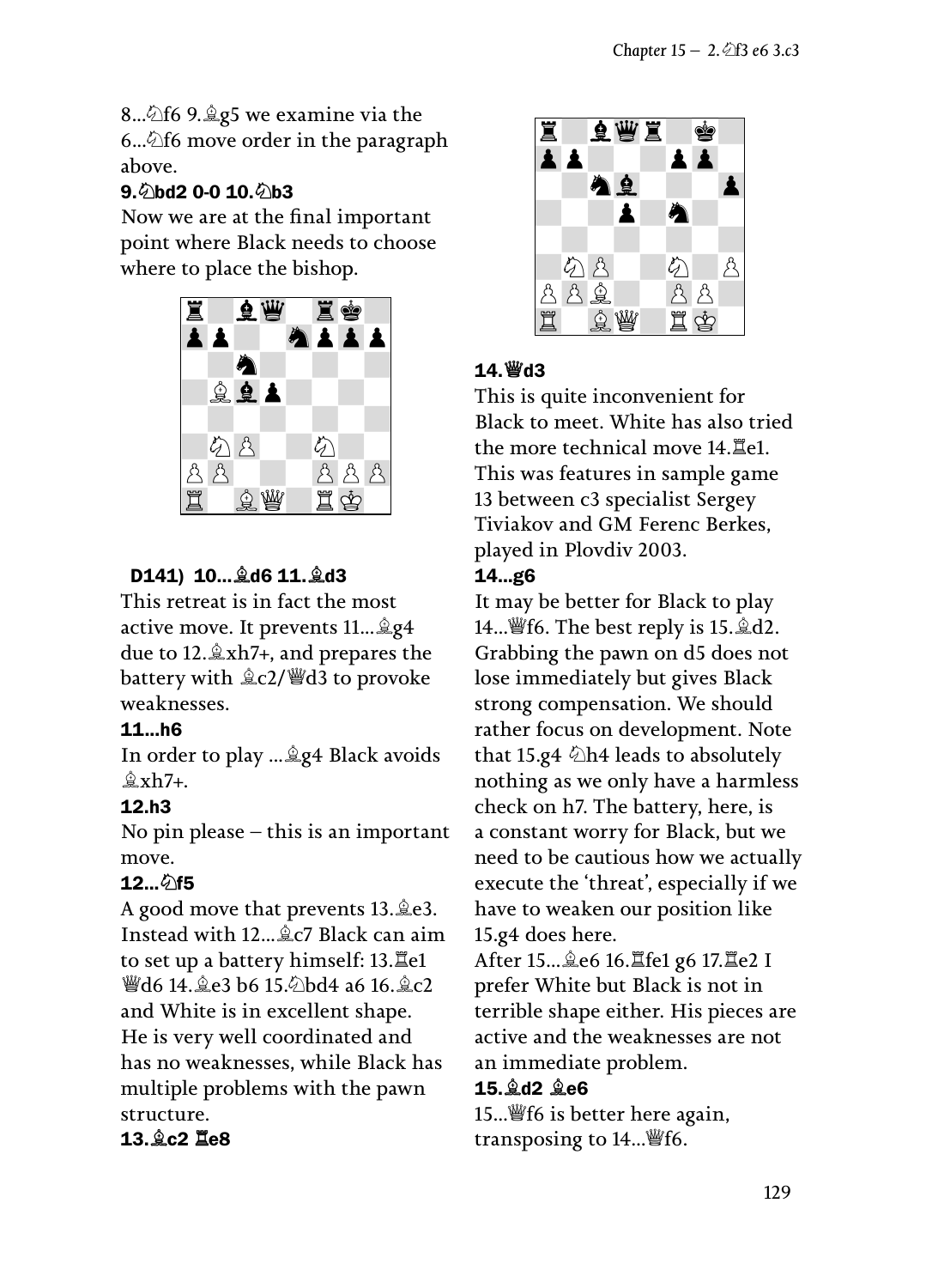8...♘f6 9.♗g5 we examine via the 6...♘f6 move order in the paragraph above.

**9.♘bd2 0-0 10.♘b3**

Now we are at the final important point where Black needs to choose where to place the bishop.

**D141) 10...♗d6 11.♗d3**

This retreat is in fact the most active move. It prevents 11...♗g4 due to 12.♗xh7+, and prepares the battery with ♗c2/♕d3 to provoke weaknesses.

**11...h6**

In order to play ...♗g4 Black avoids ♗xh7+.

**12.h3**

No pin please – this is an important move.

**12...♘f5**

A good move that prevents 13.♗e3. Instead with 12...♗c7 Black can aim to set up a battery himself: 13.♖e1 ♕d6 14.♗e3 b6 15.♘bd4 a6 16.♗c2 and White is in excellent shape. He is very well coordinated and has no weaknesses, while Black has multiple problems with the pawn structure.

**13.♗c2 ♖e8**

**14.♕d3**

This is quite inconvenient for Black to meet. White has also tried the more technical move 14.♖e1. This was features in sample game 13 between c3 specialist Sergey Tiviakov and GM Ferenc Berkes, played in Plovdiv 2003.

**14...g6**

It may be better for Black to play 14...♕f6. The best reply is 15.♗d2. Grabbing the pawn on d5 does not lose immediately but gives Black strong compensation. We should rather focus on development. Note that 15.g4 ♘h4 leads to absolutely nothing as we only have a harmless check on h7. The battery, here, is a constant worry for Black, but we need to be cautious how we actually execute the 'threat', especially if we have to weaken our position like 15.g4 does here.

After 15...♗e6 16.♖fe1 g6 17.♖e2 I prefer White but Black is not in terrible shape either. His pieces are active and the weaknesses are not an immediate problem.

**15.♗d2 ♗e6**

15...♕f6 is better here again, transposing to 14...♕f6.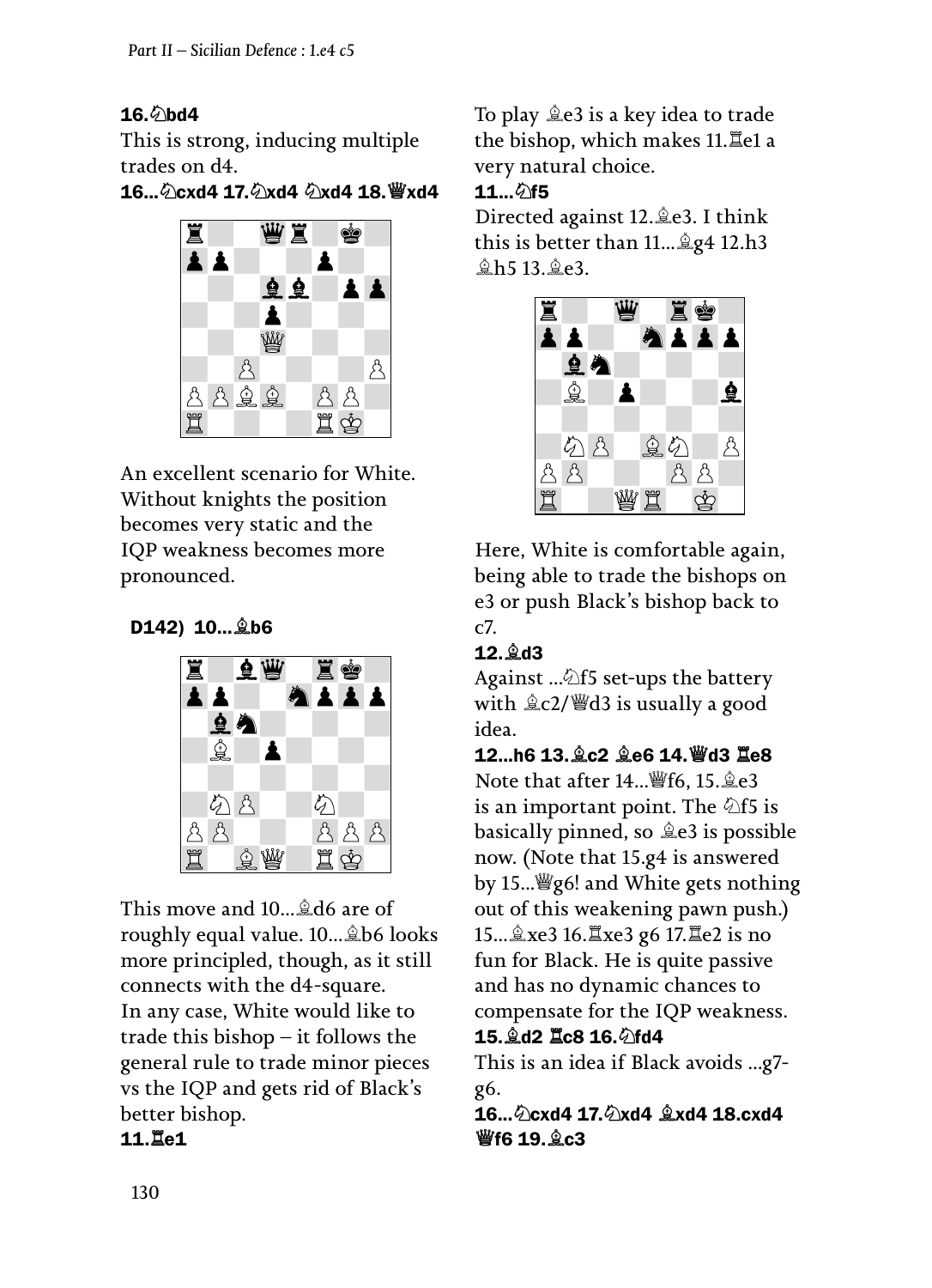**16.♘bd4**

This is strong, inducing multiple trades on d4.

**16...♘cxd4 17.♘xd4 ♘xd4 18.♕xd4**

An excellent scenario for White. Without knights the position becomes very static and the IQP weakness becomes more pronounced.

### D142) 10...♗b6

This move and 10...♗d6 are of roughly equal value. 10...♗b6 looks more principled, though, as it still connects with the d4-square.

In any case, White would like to trade this bishop – it follows the general rule to trade minor pieces vs the IQP and gets rid of Black's better bishop.

**11.♖e1**

To play ♗e3 is a key idea to trade the bishop, which makes 11.♖e1 a very natural choice.

**11...♘f5**

Directed against 12.♗e3. I think this is better than 11...♗g4 12.h3 ♗h5 13.♗e3.

Here, White is comfortable again, being able to trade the bishops on e3 or push Black's bishop back to c7.

**12.♗d3**

Against ...♘f5 set-ups the battery with ♗c2/♕d3 is usually a good idea.

**12...h6 13.♗c2 ♗e6 14.♕d3 ♖e8**

Note that after 14...♕f6, 15.♗e3 is an important point. The ♘f5 is basically pinned, so ♗e3 is possible now. (Note that 15.g4 is answered by 15...♕g6! and White gets nothing out of this weakening pawn push.) 15...♗xe3 16.♖xe3 g6 17.♖e2 is no fun for Black. He is quite passive and has no dynamic chances to compensate for the IQP weakness.

**15.♗d2 ♖c8 16.♘fd4**

This is an idea if Black avoids ...g7-g6.

**16...♘cxd4 17.♘xd4 ♗xd4 18.cxd4 ♕f6 19.♗c3**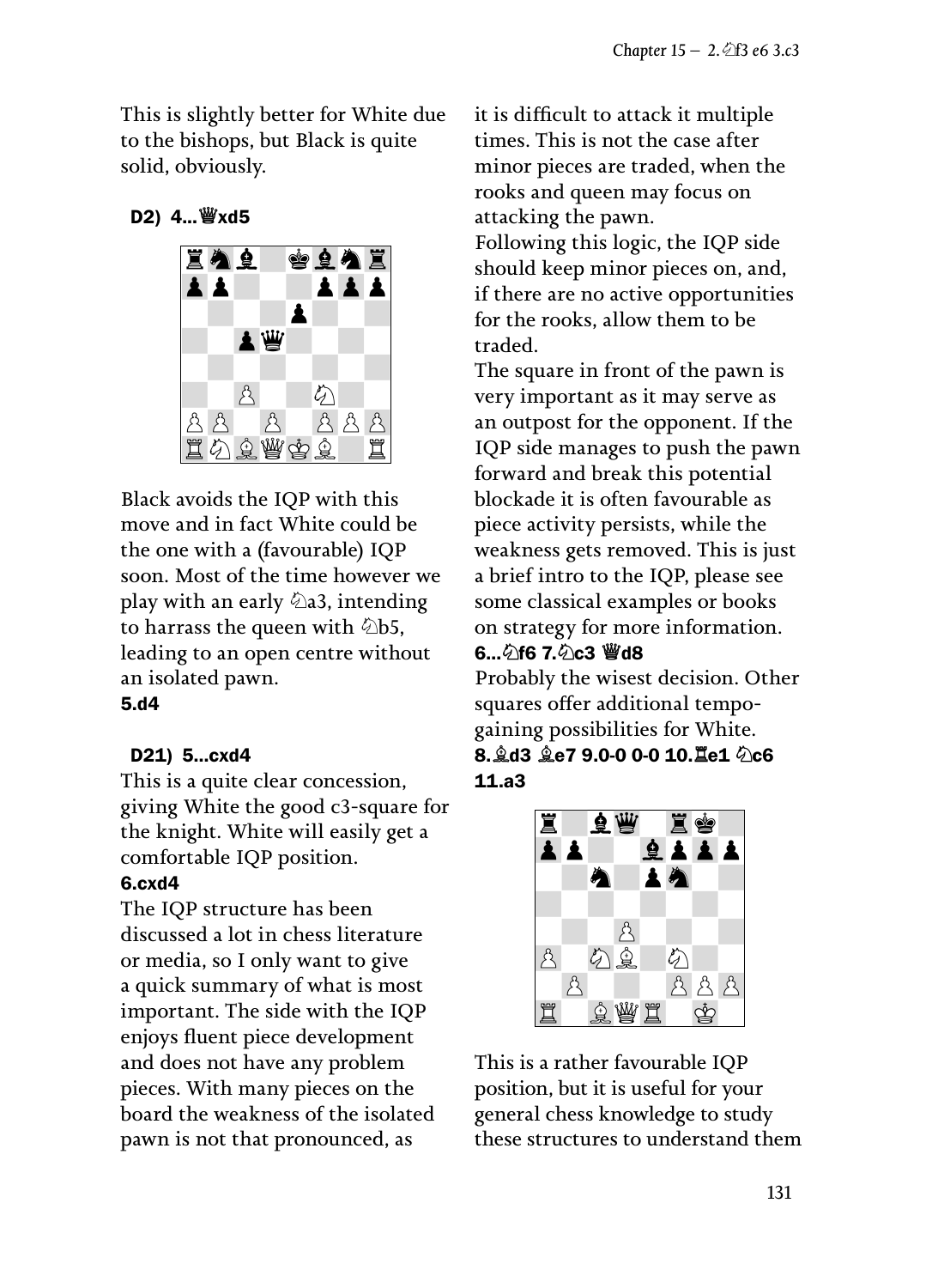This is slightly better for White due to the bishops, but Black is quite solid, obviously.

### D2) 4...♛xd5

Black avoids the IQP with this move and in fact White could be the one with a (favourable) IQP soon. Most of the time however we play with an early ♘a3, intending to harrass the queen with ♘b5, leading to an open centre without an isolated pawn.

**5.d4**

### D21) 5...cxd4

This is a quite clear concession, giving White the good c3-square for the knight. White will easily get a comfortable IQP position.

**6.cxd4**

The IQP structure has been discussed a lot in chess literature or media, so I only want to give a quick summary of what is most important. The side with the IQP enjoys fluent piece development and does not have any problem pieces. With many pieces on the board the weakness of the isolated pawn is not that pronounced, as it is difficult to attack it multiple times. This is not the case after minor pieces are traded, when the rooks and queen may focus on attacking the pawn.

Following this logic, the IQP side should keep minor pieces on, and, if there are no active opportunities for the rooks, allow them to be traded.

The square in front of the pawn is very important as it may serve as an outpost for the opponent. If the IQP side manages to push the pawn forward and break this potential blockade it is often favourable as piece activity persists, while the weakness gets removed. This is just a brief intro to the IQP, please see some classical examples or books on strategy for more information.

**6...♘f6 7.♘c3 ♛d8**

Probably the wisest decision. Other squares offer additional tempo-gaining possibilities for White.

**8.♗d3 ♗e7 9.0-0 0-0 10.♖e1 ♘c6 11.a3**

This is a rather favourable IQP position, but it is useful for your general chess knowledge to study these structures to understand them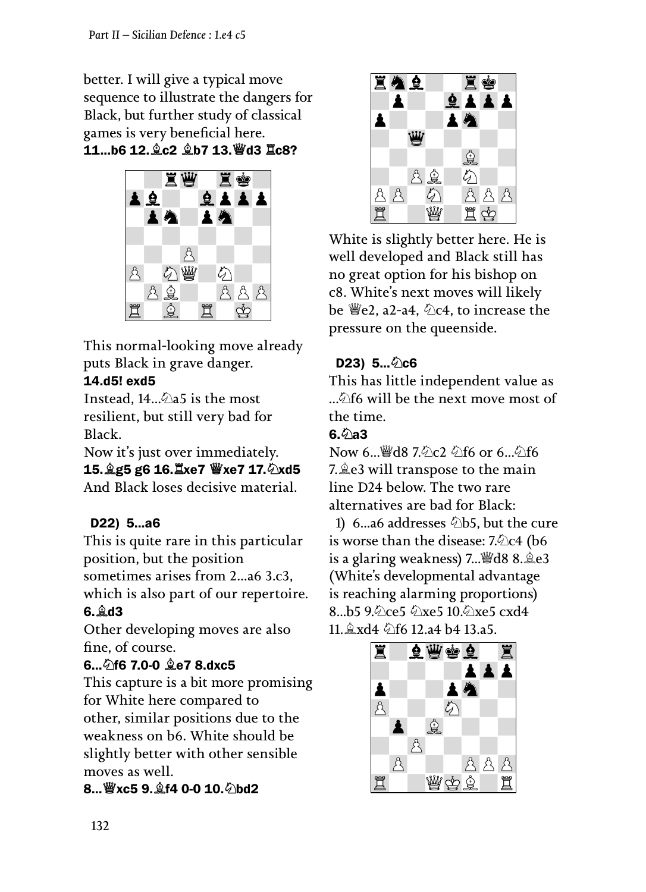better. I will give a typical move sequence to illustrate the dangers for Black, but further study of classical games is very beneficial here.

**11...b6 12.♗c2 ♗b7 13.♕d3 ♖c8?**

This normal-looking move already puts Black in grave danger.

**14.d5! exd5**

Instead, 14...♘a5 is the most resilient, but still very bad for Black.

Now it's just over immediately.

**15.♗g5 g6 16.♖xe7 ♕xe7 17.♘xd5**

And Black loses decisive material.

### D22) 5...a6

This is quite rare in this particular position, but the position sometimes arises from 2...a6 3.c3, which is also part of our repertoire.

**6.♗d3**

Other developing moves are also fine, of course.

**6...♘f6 7.0-0 ♗e7 8.dxc5**

This capture is a bit more promising for White here compared to other, similar positions due to the weakness on b6. White should be slightly better with other sensible moves as well.

**8...♕xc5 9.♗f4 0-0 10.♘bd2**

White is slightly better here. He is well developed and Black still has no great option for his bishop on c8. White's next moves will likely be ♕e2, a2-a4, ♘c4, to increase the pressure on the queenside.

### D23) 5...♘c6

This has little independent value as ...♘f6 will be the next move most of the time.

**6.♘a3**

Now 6...♕d8 7.♘c2 ♘f6 or 6...♘f6 7.♗e3 will transpose to the main line D24 below. The two rare alternatives are bad for Black:

1) 6...a6 addresses ♘b5, but the cure is worse than the disease: 7.♘c4 (b6 is a glaring weakness) 7...♕d8 8.♗e3 (White's developmental advantage is reaching alarming proportions) 8...b5 9.♘ce5 ♘xe5 10.♘xe5 cxd4 11.♗xd4 ♘f6 12.a4 b4 13.a5.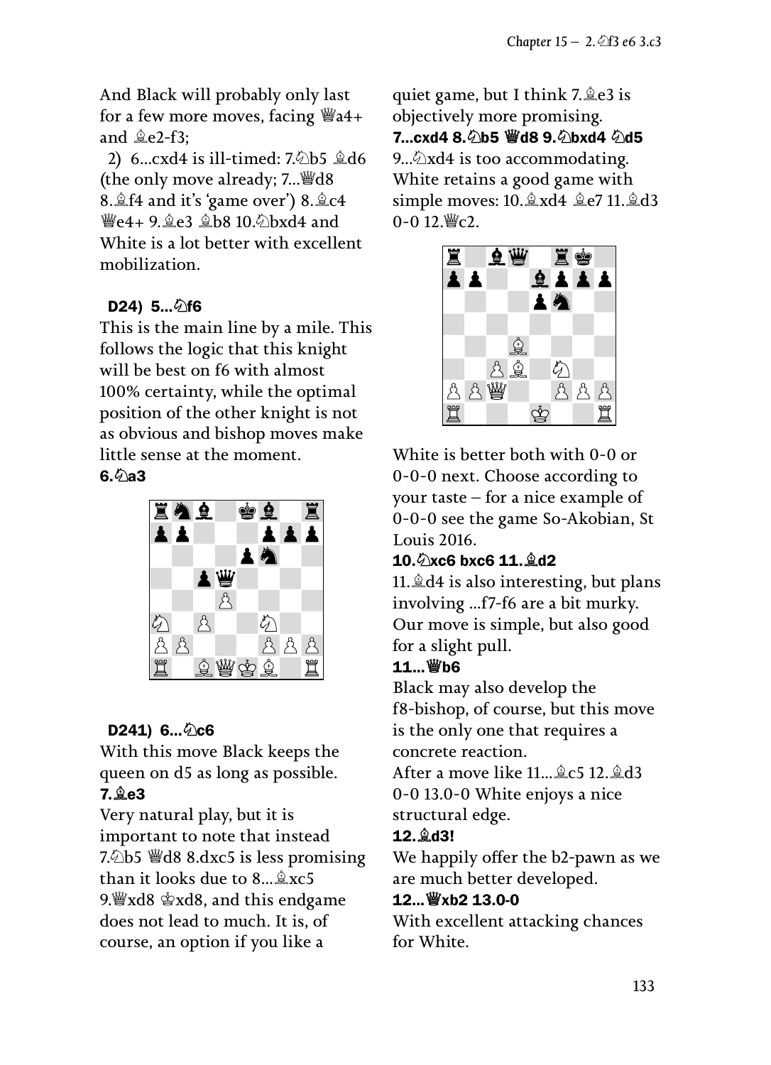And Black will probably only last for a few more moves, facing ♕a4+ and ♗e2-f3;

2) 6...cxd4 is ill-timed: 7.♘b5 ♗d6 (the only move already; 7...♕d8 8.♗f4 and it's 'game over') 8.♗c4 ♕e4+ 9.♗e3 ♗b8 10.♘bxd4 and White is a lot better with excellent mobilization.

### D24) 5...♘f6

This is the main line by a mile. This follows the logic that this knight will be best on f6 with almost 100% certainty, while the optimal position of the other knight is not as obvious and bishop moves make little sense at the moment.

**6.♘a3**

### D241) 6...♘c6

With this move Black keeps the queen on d5 as long as possible.

**7.♗e3**

Very natural play, but it is important to note that instead 7.♘b5 ♕d8 8.dxc5 is less promising than it looks due to 8...♗xc5 9.♕xd8 ♔xd8, and this endgame does not lead to much. It is, of course, an option if you like a quiet game, but I think 7.♗e3 is objectively more promising.

**7...cxd4 8.♘b5 ♕d8 9.♘bxd4 ♘d5**

9...♘xd4 is too accommodating. White retains a good game with simple moves: 10.♗xd4 ♗e7 11.♗d3 0-0 12.♕c2.

White is better both with 0-0 or 0-0-0 next. Choose according to your taste – for a nice example of 0-0-0 see the game So-Akobian, St Louis 2016.

**10.♘xc6 bxc6 11.♗d2**

11.♗d4 is also interesting, but plans involving ...f7-f6 are a bit murky. Our move is simple, but also good for a slight pull.

**11...♕b6**

Black may also develop the f8-bishop, of course, but this move is the only one that requires a concrete reaction.

After a move like 11...♗c5 12.♗d3 0-0 13.0-0 White enjoys a nice structural edge.

**12.♗d3!**

We happily offer the b2-pawn as we are much better developed.

**12...♕xb2 13.0-0**

With excellent attacking chances for White.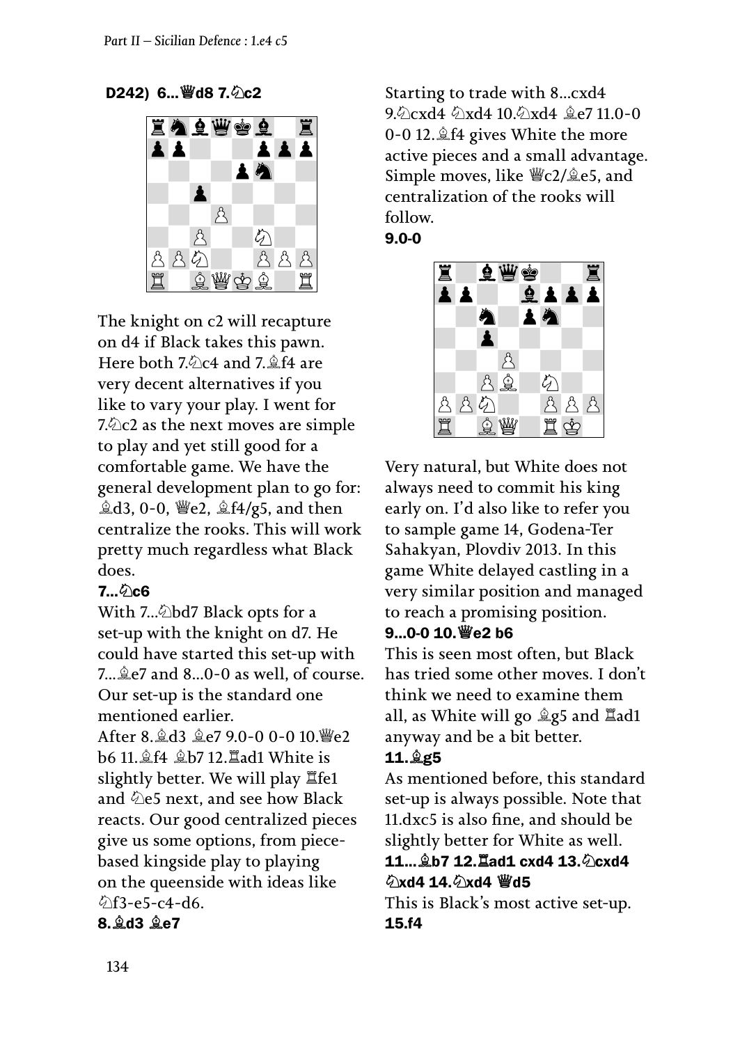**D242) 6...♕d8 7.♘c2**

The knight on c2 will recapture on d4 if Black takes this pawn. Here both 7.♘c4 and 7.♗f4 are very decent alternatives if you like to vary your play. I went for 7.♘c2 as the next moves are simple to play and yet still good for a comfortable game. We have the general development plan to go for: ♗d3, 0-0, ♕e2, ♗f4/g5, and then centralize the rooks. This will work pretty much regardless what Black does.

**7...♘c6**

With 7...♘bd7 Black opts for a set-up with the knight on d7. He could have started this set-up with 7...♗e7 and 8...0-0 as well, of course. Our set-up is the standard one mentioned earlier.

After 8.♗d3 ♗e7 9.0-0 0-0 10.♕e2 b6 11.♗f4 ♗b7 12.♖ad1 White is slightly better. We will play ♖fe1 and ♘e5 next, and see how Black reacts. Our good centralized pieces give us some options, from piece-based kingside play to playing on the queenside with ideas like ♘f3-e5-c4-d6.

**8.♗d3 ♗e7**

Starting to trade with 8...cxd4 9.♘cxd4 ♘xd4 10.♘xd4 ♗e7 11.0-0 0-0 12.♗f4 gives White the more active pieces and a small advantage. Simple moves, like ♕c2/♗e5, and centralization of the rooks will follow.

**9.0-0**

Very natural, but White does not always need to commit his king early on. I'd also like to refer you to sample game 14, Godena-Ter Sahakyan, Plovdiv 2013. In this game White delayed castling in a very similar position and managed to reach a promising position.

**9...0-0 10.♕e2 b6**

This is seen most often, but Black has tried some other moves. I don't think we need to examine them all, as White will go ♗g5 and ♖ad1 anyway and be a bit better.

**11.♗g5**

As mentioned before, this standard set-up is always possible. Note that 11.dxc5 is also fine, and should be slightly better for White as well.

**11...♗b7 12.♖ad1 cxd4 13.♘cxd4 ♘xd4 14.♘xd4 ♕d5**

This is Black's most active set-up.

**15.f4**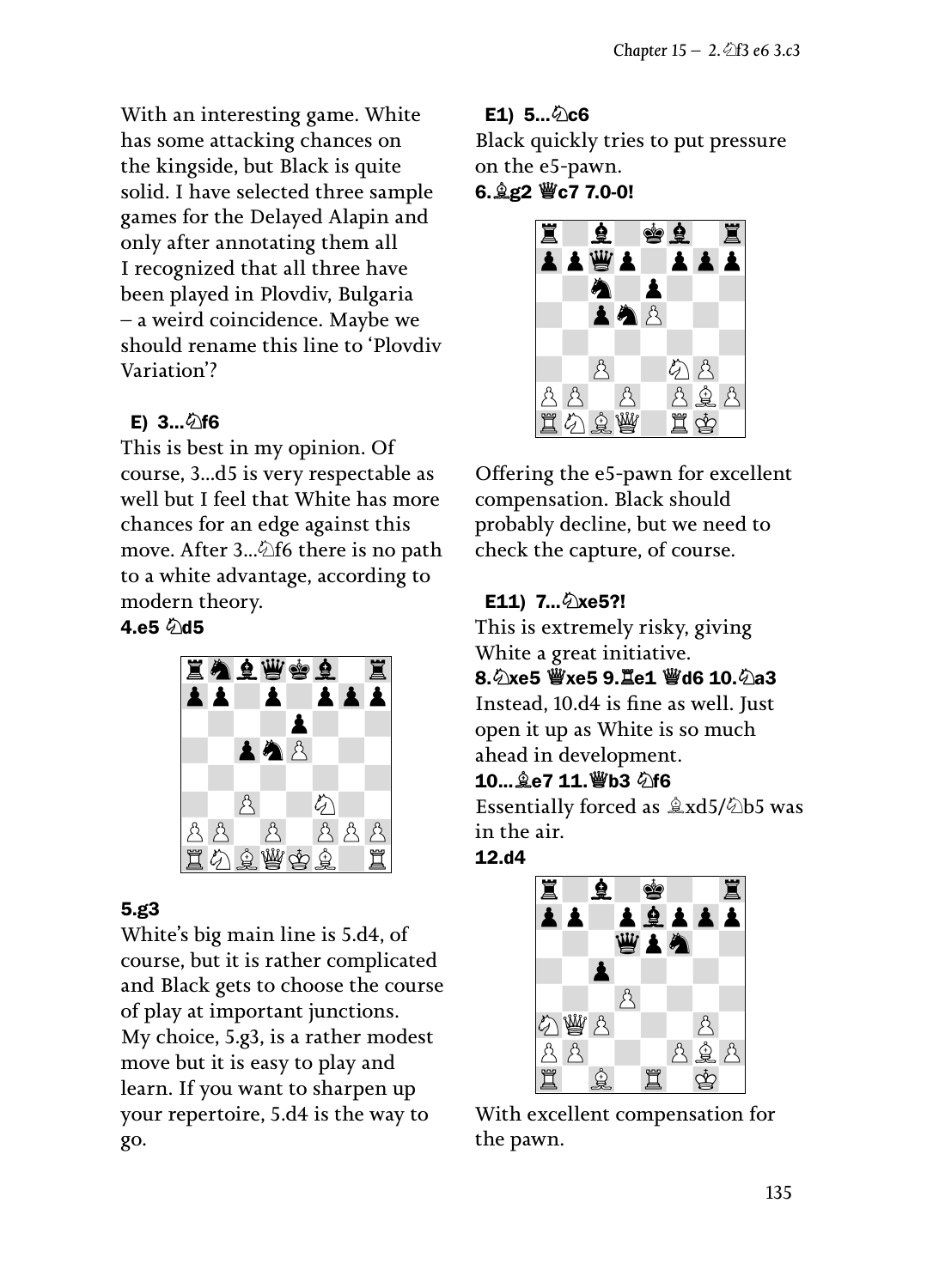With an interesting game. White has some attacking chances on the kingside, but Black is quite solid. I have selected three sample games for the Delayed Alapin and only after annotating them all I recognized that all three have been played in Plovdiv, Bulgaria – a weird coincidence. Maybe we should rename this line to 'Plovdiv Variation'?

### E) 3...♘f6

This is best in my opinion. Of course, 3...d5 is very respectable as well but I feel that White has more chances for an edge against this move. After 3...♘f6 there is no path to a white advantage, according to modern theory.

**4.e5 ♘d5**

**5.g3**

White's big main line is 5.d4, of course, but it is rather complicated and Black gets to choose the course of play at important junctions. My choice, 5.g3, is a rather modest move but it is easy to play and learn. If you want to sharpen up your repertoire, 5.d4 is the way to go.

#### E1) 5...♘c6

Black quickly tries to put pressure on the e5-pawn.

**6.♗g2 ♕c7 7.0-0!**

Offering the e5-pawn for excellent compensation. Black should probably decline, but we need to check the capture, of course.

#### E11) 7...♘xe5?!

This is extremely risky, giving White a great initiative.

**8.♘xe5 ♕xe5 9.♖e1 ♕d6 10.♘a3**

Instead, 10.d4 is fine as well. Just open it up as White is so much ahead in development.

**10...♗e7 11.♕b3 ♘f6**

Essentially forced as ♗xd5/♘b5 was in the air.

**12.d4**

With excellent compensation for the pawn.